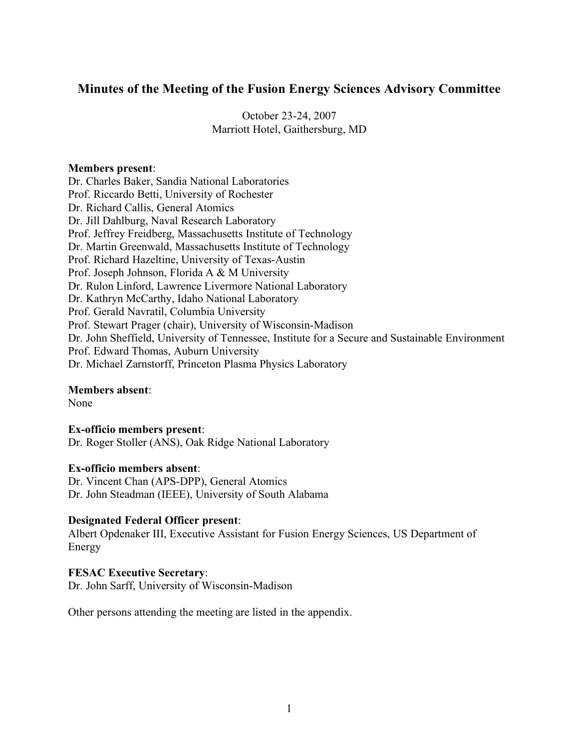# Minutes of the Meeting of the Fusion Energy Sciences Advisory Committee

October 23-24, 2007
Marriott Hotel, Gaithersburg, MD

**Members present**:
Dr. Charles Baker, Sandia National Laboratories
Prof. Riccardo Betti, University of Rochester
Dr. Richard Callis, General Atomics
Dr. Jill Dahlburg, Naval Research Laboratory
Prof. Jeffrey Freidberg, Massachusetts Institute of Technology
Dr. Martin Greenwald, Massachusetts Institute of Technology
Prof. Richard Hazeltine, University of Texas-Austin
Prof. Joseph Johnson, Florida A & M University
Dr. Rulon Linford, Lawrence Livermore National Laboratory
Dr. Kathryn McCarthy, Idaho National Laboratory
Prof. Gerald Navratil, Columbia University
Prof. Stewart Prager (chair), University of Wisconsin-Madison
Dr. John Sheffield, University of Tennessee, Institute for a Secure and Sustainable Environment
Prof. Edward Thomas, Auburn University
Dr. Michael Zarnstorff, Princeton Plasma Physics Laboratory

**Members absent**:
None

**Ex-officio members present**:
Dr. Roger Stoller (ANS), Oak Ridge National Laboratory

**Ex-officio members absent**:
Dr. Vincent Chan (APS-DPP), General Atomics
Dr. John Steadman (IEEE), University of South Alabama

**Designated Federal Officer present**:
Albert Opdenaker III, Executive Assistant for Fusion Energy Sciences, US Department of Energy

**FESAC Executive Secretary**:
Dr. John Sarff, University of Wisconsin-Madison

Other persons attending the meeting are listed in the appendix.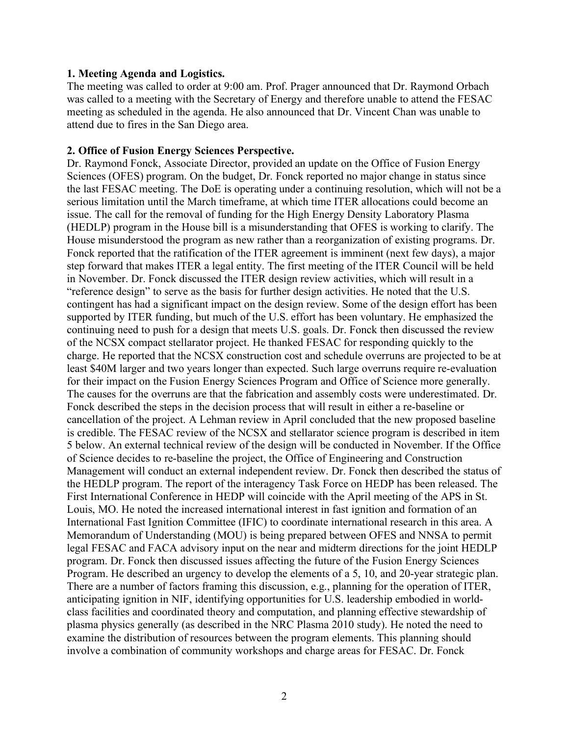**1. Meeting Agenda and Logistics.**

The meeting was called to order at 9:00 am. Prof. Prager announced that Dr. Raymond Orbach was called to a meeting with the Secretary of Energy and therefore unable to attend the FESAC meeting as scheduled in the agenda. He also announced that Dr. Vincent Chan was unable to attend due to fires in the San Diego area.

**2. Office of Fusion Energy Sciences Perspective.**

Dr. Raymond Fonck, Associate Director, provided an update on the Office of Fusion Energy Sciences (OFES) program. On the budget, Dr. Fonck reported no major change in status since the last FESAC meeting. The DoE is operating under a continuing resolution, which will not be a serious limitation until the March timeframe, at which time ITER allocations could become an issue. The call for the removal of funding for the High Energy Density Laboratory Plasma (HEDLP) program in the House bill is a misunderstanding that OFES is working to clarify. The House misunderstood the program as new rather than a reorganization of existing programs. Dr. Fonck reported that the ratification of the ITER agreement is imminent (next few days), a major step forward that makes ITER a legal entity. The first meeting of the ITER Council will be held in November. Dr. Fonck discussed the ITER design review activities, which will result in a "reference design" to serve as the basis for further design activities. He noted that the U.S. contingent has had a significant impact on the design review. Some of the design effort has been supported by ITER funding, but much of the U.S. effort has been voluntary. He emphasized the continuing need to push for a design that meets U.S. goals. Dr. Fonck then discussed the review of the NCSX compact stellarator project. He thanked FESAC for responding quickly to the charge. He reported that the NCSX construction cost and schedule overruns are projected to be at least \$40M larger and two years longer than expected. Such large overruns require re-evaluation for their impact on the Fusion Energy Sciences Program and Office of Science more generally. The causes for the overruns are that the fabrication and assembly costs were underestimated. Dr. Fonck described the steps in the decision process that will result in either a re-baseline or cancellation of the project. A Lehman review in April concluded that the new proposed baseline is credible. The FESAC review of the NCSX and stellarator science program is described in item 5 below. An external technical review of the design will be conducted in November. If the Office of Science decides to re-baseline the project, the Office of Engineering and Construction Management will conduct an external independent review. Dr. Fonck then described the status of the HEDLP program. The report of the interagency Task Force on HEDP has been released. The First International Conference in HEDP will coincide with the April meeting of the APS in St. Louis, MO. He noted the increased international interest in fast ignition and formation of an International Fast Ignition Committee (IFIC) to coordinate international research in this area. A Memorandum of Understanding (MOU) is being prepared between OFES and NNSA to permit legal FESAC and FACA advisory input on the near and midterm directions for the joint HEDLP program. Dr. Fonck then discussed issues affecting the future of the Fusion Energy Sciences Program. He described an urgency to develop the elements of a 5, 10, and 20-year strategic plan. There are a number of factors framing this discussion, e.g., planning for the operation of ITER, anticipating ignition in NIF, identifying opportunities for U.S. leadership embodied in world-class facilities and coordinated theory and computation, and planning effective stewardship of plasma physics generally (as described in the NRC Plasma 2010 study). He noted the need to examine the distribution of resources between the program elements. This planning should involve a combination of community workshops and charge areas for FESAC. Dr. Fonck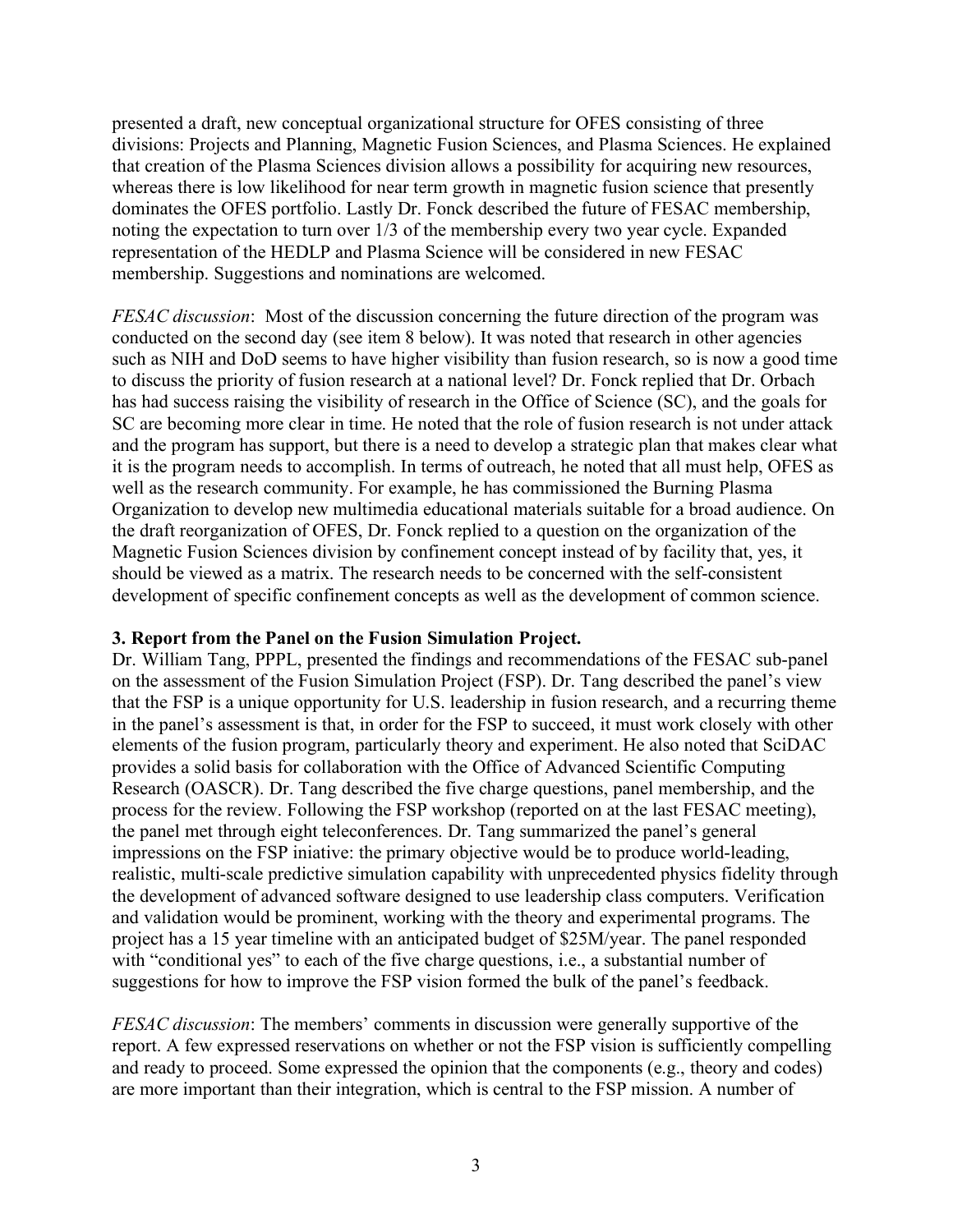presented a draft, new conceptual organizational structure for OFES consisting of three divisions: Projects and Planning, Magnetic Fusion Sciences, and Plasma Sciences. He explained that creation of the Plasma Sciences division allows a possibility for acquiring new resources, whereas there is low likelihood for near term growth in magnetic fusion science that presently dominates the OFES portfolio. Lastly Dr. Fonck described the future of FESAC membership, noting the expectation to turn over 1/3 of the membership every two year cycle. Expanded representation of the HEDLP and Plasma Science will be considered in new FESAC membership. Suggestions and nominations are welcomed.

*FESAC discussion*: Most of the discussion concerning the future direction of the program was conducted on the second day (see item 8 below). It was noted that research in other agencies such as NIH and DoD seems to have higher visibility than fusion research, so is now a good time to discuss the priority of fusion research at a national level? Dr. Fonck replied that Dr. Orbach has had success raising the visibility of research in the Office of Science (SC), and the goals for SC are becoming more clear in time. He noted that the role of fusion research is not under attack and the program has support, but there is a need to develop a strategic plan that makes clear what it is the program needs to accomplish. In terms of outreach, he noted that all must help, OFES as well as the research community. For example, he has commissioned the Burning Plasma Organization to develop new multimedia educational materials suitable for a broad audience. On the draft reorganization of OFES, Dr. Fonck replied to a question on the organization of the Magnetic Fusion Sciences division by confinement concept instead of by facility that, yes, it should be viewed as a matrix. The research needs to be concerned with the self-consistent development of specific confinement concepts as well as the development of common science.

**3. Report from the Panel on the Fusion Simulation Project.**

Dr. William Tang, PPPL, presented the findings and recommendations of the FESAC sub-panel on the assessment of the Fusion Simulation Project (FSP). Dr. Tang described the panel's view that the FSP is a unique opportunity for U.S. leadership in fusion research, and a recurring theme in the panel's assessment is that, in order for the FSP to succeed, it must work closely with other elements of the fusion program, particularly theory and experiment. He also noted that SciDAC provides a solid basis for collaboration with the Office of Advanced Scientific Computing Research (OASCR). Dr. Tang described the five charge questions, panel membership, and the process for the review. Following the FSP workshop (reported on at the last FESAC meeting), the panel met through eight teleconferences. Dr. Tang summarized the panel's general impressions on the FSP iniative: the primary objective would be to produce world-leading, realistic, multi-scale predictive simulation capability with unprecedented physics fidelity through the development of advanced software designed to use leadership class computers. Verification and validation would be prominent, working with the theory and experimental programs. The project has a 15 year timeline with an anticipated budget of $25M/year. The panel responded with "conditional yes" to each of the five charge questions, i.e., a substantial number of suggestions for how to improve the FSP vision formed the bulk of the panel's feedback.

*FESAC discussion*: The members' comments in discussion were generally supportive of the report. A few expressed reservations on whether or not the FSP vision is sufficiently compelling and ready to proceed. Some expressed the opinion that the components (e.g., theory and codes) are more important than their integration, which is central to the FSP mission. A number of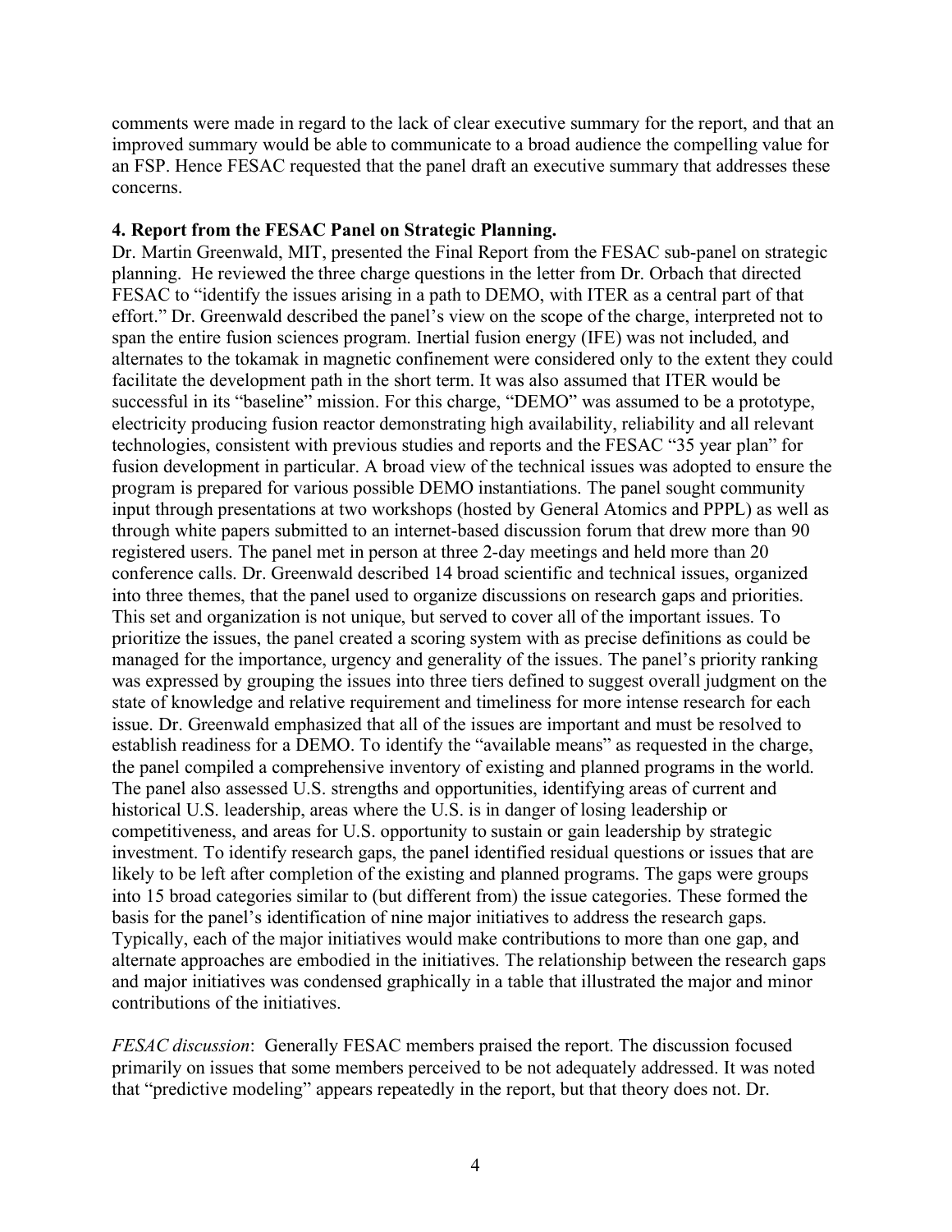comments were made in regard to the lack of clear executive summary for the report, and that an improved summary would be able to communicate to a broad audience the compelling value for an FSP. Hence FESAC requested that the panel draft an executive summary that addresses these concerns.

**4. Report from the FESAC Panel on Strategic Planning.**

Dr. Martin Greenwald, MIT, presented the Final Report from the FESAC sub-panel on strategic planning. He reviewed the three charge questions in the letter from Dr. Orbach that directed FESAC to "identify the issues arising in a path to DEMO, with ITER as a central part of that effort." Dr. Greenwald described the panel's view on the scope of the charge, interpreted not to span the entire fusion sciences program. Inertial fusion energy (IFE) was not included, and alternates to the tokamak in magnetic confinement were considered only to the extent they could facilitate the development path in the short term. It was also assumed that ITER would be successful in its "baseline" mission. For this charge, "DEMO" was assumed to be a prototype, electricity producing fusion reactor demonstrating high availability, reliability and all relevant technologies, consistent with previous studies and reports and the FESAC "35 year plan" for fusion development in particular. A broad view of the technical issues was adopted to ensure the program is prepared for various possible DEMO instantiations. The panel sought community input through presentations at two workshops (hosted by General Atomics and PPPL) as well as through white papers submitted to an internet-based discussion forum that drew more than 90 registered users. The panel met in person at three 2-day meetings and held more than 20 conference calls. Dr. Greenwald described 14 broad scientific and technical issues, organized into three themes, that the panel used to organize discussions on research gaps and priorities. This set and organization is not unique, but served to cover all of the important issues. To prioritize the issues, the panel created a scoring system with as precise definitions as could be managed for the importance, urgency and generality of the issues. The panel's priority ranking was expressed by grouping the issues into three tiers defined to suggest overall judgment on the state of knowledge and relative requirement and timeliness for more intense research for each issue. Dr. Greenwald emphasized that all of the issues are important and must be resolved to establish readiness for a DEMO. To identify the "available means" as requested in the charge, the panel compiled a comprehensive inventory of existing and planned programs in the world. The panel also assessed U.S. strengths and opportunities, identifying areas of current and historical U.S. leadership, areas where the U.S. is in danger of losing leadership or competitiveness, and areas for U.S. opportunity to sustain or gain leadership by strategic investment. To identify research gaps, the panel identified residual questions or issues that are likely to be left after completion of the existing and planned programs. The gaps were groups into 15 broad categories similar to (but different from) the issue categories. These formed the basis for the panel's identification of nine major initiatives to address the research gaps. Typically, each of the major initiatives would make contributions to more than one gap, and alternate approaches are embodied in the initiatives. The relationship between the research gaps and major initiatives was condensed graphically in a table that illustrated the major and minor contributions of the initiatives.

*FESAC discussion*: Generally FESAC members praised the report. The discussion focused primarily on issues that some members perceived to be not adequately addressed. It was noted that "predictive modeling" appears repeatedly in the report, but that theory does not. Dr.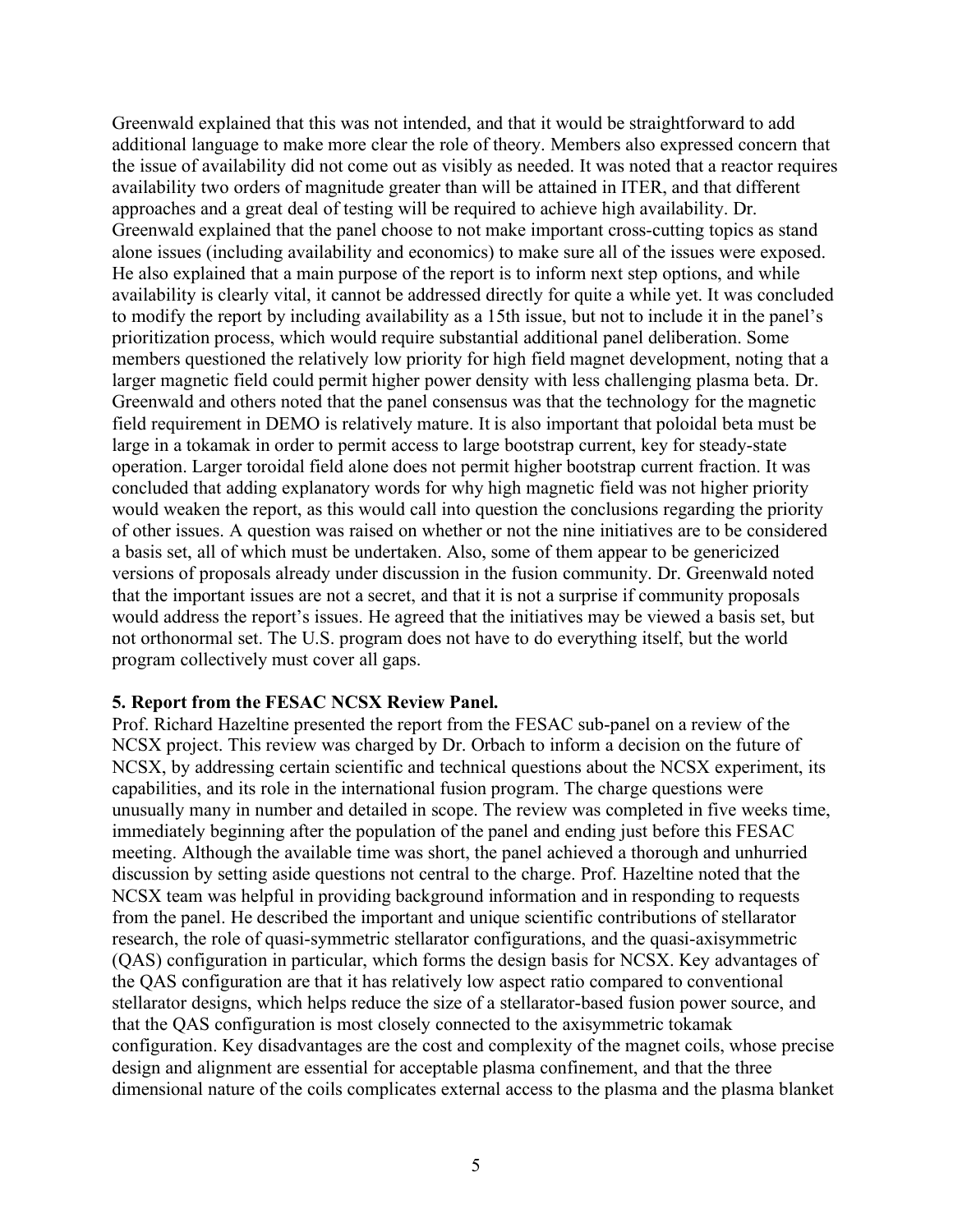Greenwald explained that this was not intended, and that it would be straightforward to add additional language to make more clear the role of theory. Members also expressed concern that the issue of availability did not come out as visibly as needed. It was noted that a reactor requires availability two orders of magnitude greater than will be attained in ITER, and that different approaches and a great deal of testing will be required to achieve high availability. Dr. Greenwald explained that the panel choose to not make important cross-cutting topics as stand alone issues (including availability and economics) to make sure all of the issues were exposed. He also explained that a main purpose of the report is to inform next step options, and while availability is clearly vital, it cannot be addressed directly for quite a while yet. It was concluded to modify the report by including availability as a 15th issue, but not to include it in the panel's prioritization process, which would require substantial additional panel deliberation. Some members questioned the relatively low priority for high field magnet development, noting that a larger magnetic field could permit higher power density with less challenging plasma beta. Dr. Greenwald and others noted that the panel consensus was that the technology for the magnetic field requirement in DEMO is relatively mature. It is also important that poloidal beta must be large in a tokamak in order to permit access to large bootstrap current, key for steady-state operation. Larger toroidal field alone does not permit higher bootstrap current fraction. It was concluded that adding explanatory words for why high magnetic field was not higher priority would weaken the report, as this would call into question the conclusions regarding the priority of other issues. A question was raised on whether or not the nine initiatives are to be considered a basis set, all of which must be undertaken. Also, some of them appear to be genericized versions of proposals already under discussion in the fusion community. Dr. Greenwald noted that the important issues are not a secret, and that it is not a surprise if community proposals would address the report's issues. He agreed that the initiatives may be viewed a basis set, but not orthonormal set. The U.S. program does not have to do everything itself, but the world program collectively must cover all gaps.

**5. Report from the FESAC NCSX Review Panel.**

Prof. Richard Hazeltine presented the report from the FESAC sub-panel on a review of the NCSX project. This review was charged by Dr. Orbach to inform a decision on the future of NCSX, by addressing certain scientific and technical questions about the NCSX experiment, its capabilities, and its role in the international fusion program. The charge questions were unusually many in number and detailed in scope. The review was completed in five weeks time, immediately beginning after the population of the panel and ending just before this FESAC meeting. Although the available time was short, the panel achieved a thorough and unhurried discussion by setting aside questions not central to the charge. Prof. Hazeltine noted that the NCSX team was helpful in providing background information and in responding to requests from the panel. He described the important and unique scientific contributions of stellarator research, the role of quasi-symmetric stellarator configurations, and the quasi-axisymmetric (QAS) configuration in particular, which forms the design basis for NCSX. Key advantages of the QAS configuration are that it has relatively low aspect ratio compared to conventional stellarator designs, which helps reduce the size of a stellarator-based fusion power source, and that the QAS configuration is most closely connected to the axisymmetric tokamak configuration. Key disadvantages are the cost and complexity of the magnet coils, whose precise design and alignment are essential for acceptable plasma confinement, and that the three dimensional nature of the coils complicates external access to the plasma and the plasma blanket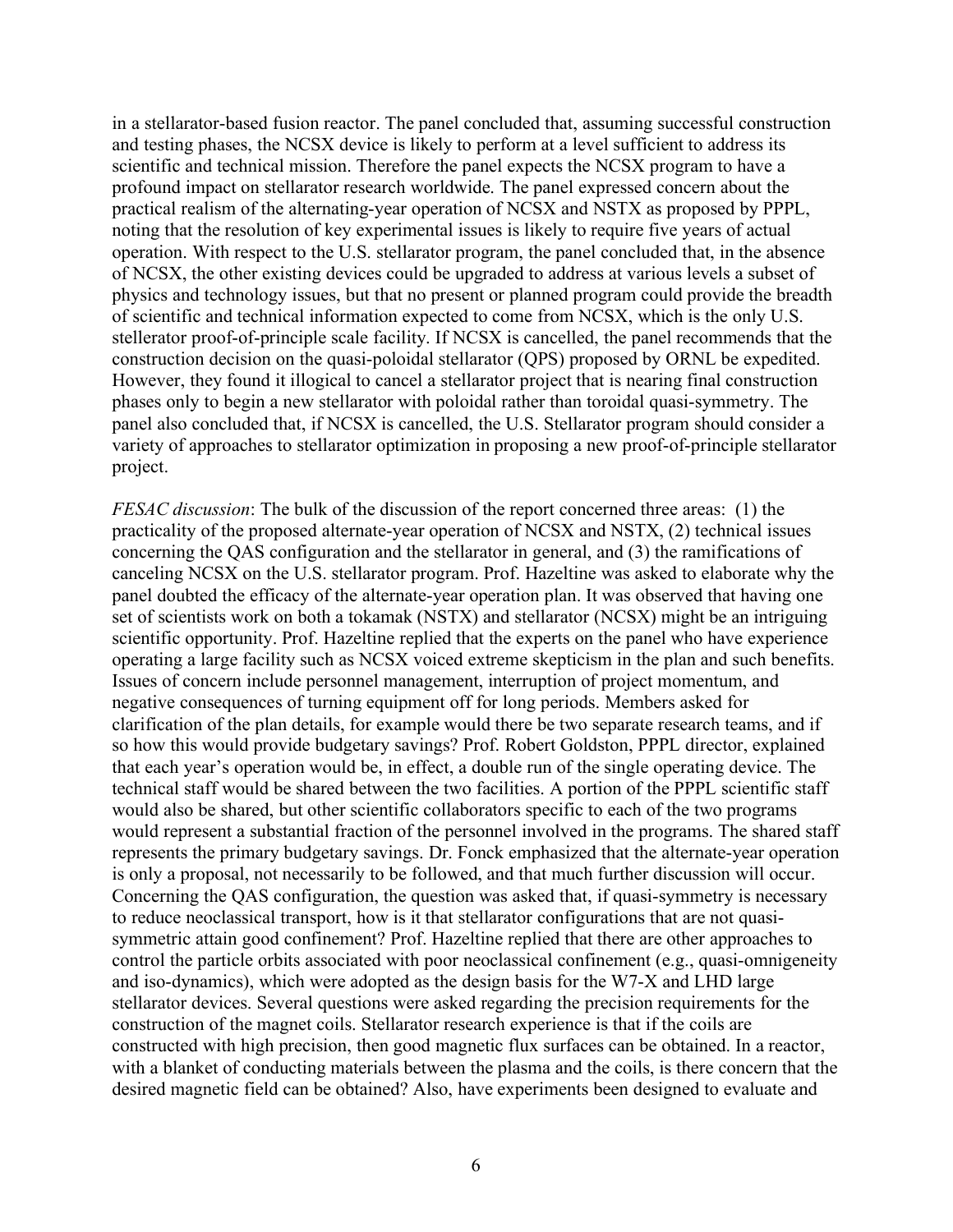in a stellarator-based fusion reactor. The panel concluded that, assuming successful construction and testing phases, the NCSX device is likely to perform at a level sufficient to address its scientific and technical mission. Therefore the panel expects the NCSX program to have a profound impact on stellarator research worldwide. The panel expressed concern about the practical realism of the alternating-year operation of NCSX and NSTX as proposed by PPPL, noting that the resolution of key experimental issues is likely to require five years of actual operation. With respect to the U.S. stellarator program, the panel concluded that, in the absence of NCSX, the other existing devices could be upgraded to address at various levels a subset of physics and technology issues, but that no present or planned program could provide the breadth of scientific and technical information expected to come from NCSX, which is the only U.S. stellerator proof-of-principle scale facility. If NCSX is cancelled, the panel recommends that the construction decision on the quasi-poloidal stellarator (QPS) proposed by ORNL be expedited. However, they found it illogical to cancel a stellarator project that is nearing final construction phases only to begin a new stellarator with poloidal rather than toroidal quasi-symmetry. The panel also concluded that, if NCSX is cancelled, the U.S. Stellarator program should consider a variety of approaches to stellarator optimization in proposing a new proof-of-principle stellarator project.

*FESAC discussion*: The bulk of the discussion of the report concerned three areas: (1) the practicality of the proposed alternate-year operation of NCSX and NSTX, (2) technical issues concerning the QAS configuration and the stellarator in general, and (3) the ramifications of canceling NCSX on the U.S. stellarator program. Prof. Hazeltine was asked to elaborate why the panel doubted the efficacy of the alternate-year operation plan. It was observed that having one set of scientists work on both a tokamak (NSTX) and stellarator (NCSX) might be an intriguing scientific opportunity. Prof. Hazeltine replied that the experts on the panel who have experience operating a large facility such as NCSX voiced extreme skepticism in the plan and such benefits. Issues of concern include personnel management, interruption of project momentum, and negative consequences of turning equipment off for long periods. Members asked for clarification of the plan details, for example would there be two separate research teams, and if so how this would provide budgetary savings? Prof. Robert Goldston, PPPL director, explained that each year's operation would be, in effect, a double run of the single operating device. The technical staff would be shared between the two facilities. A portion of the PPPL scientific staff would also be shared, but other scientific collaborators specific to each of the two programs would represent a substantial fraction of the personnel involved in the programs. The shared staff represents the primary budgetary savings. Dr. Fonck emphasized that the alternate-year operation is only a proposal, not necessarily to be followed, and that much further discussion will occur. Concerning the QAS configuration, the question was asked that, if quasi-symmetry is necessary to reduce neoclassical transport, how is it that stellarator configurations that are not quasi-symmetric attain good confinement? Prof. Hazeltine replied that there are other approaches to control the particle orbits associated with poor neoclassical confinement (e.g., quasi-omnigeneity and iso-dynamics), which were adopted as the design basis for the W7-X and LHD large stellarator devices. Several questions were asked regarding the precision requirements for the construction of the magnet coils. Stellarator research experience is that if the coils are constructed with high precision, then good magnetic flux surfaces can be obtained. In a reactor, with a blanket of conducting materials between the plasma and the coils, is there concern that the desired magnetic field can be obtained? Also, have experiments been designed to evaluate and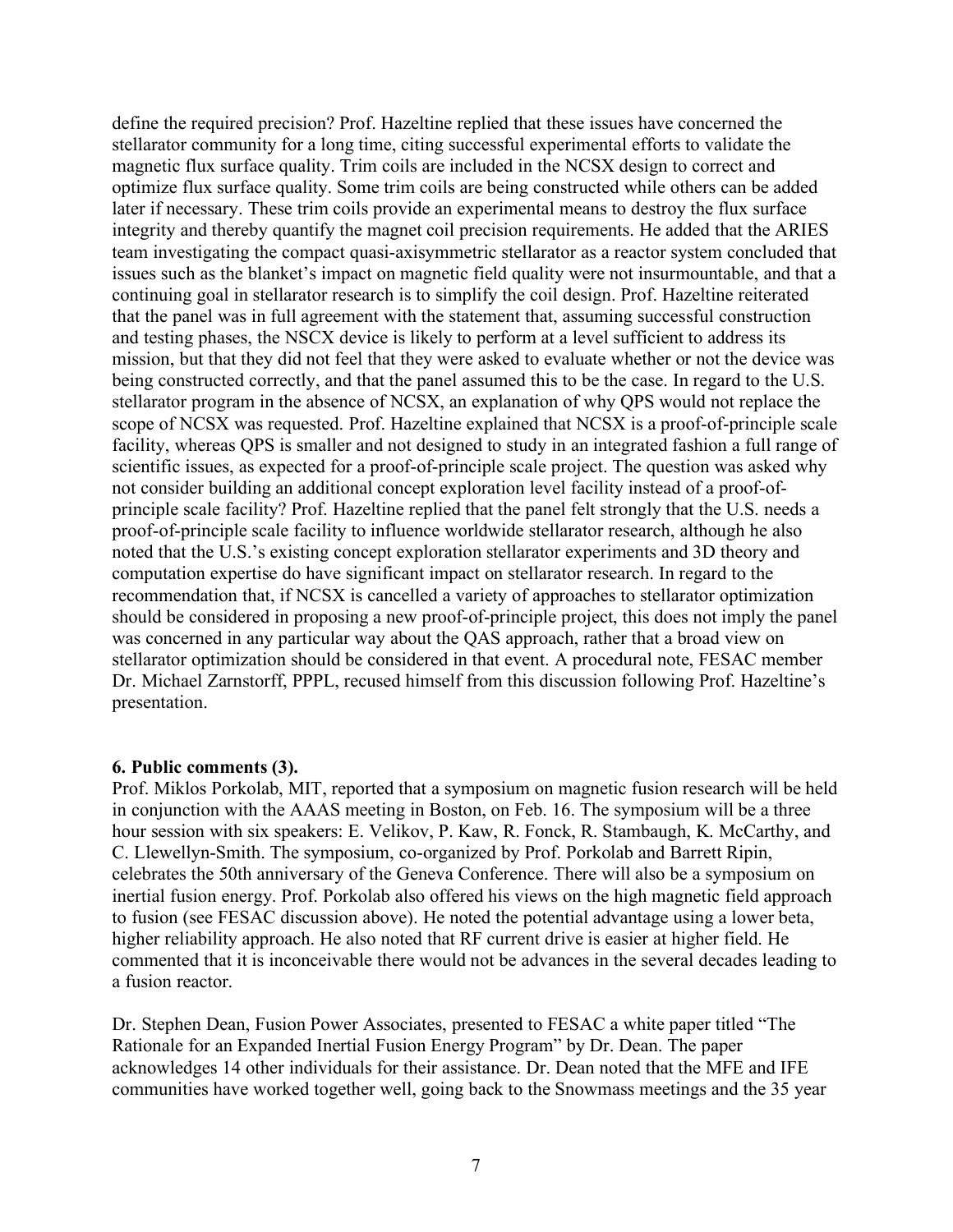define the required precision? Prof. Hazeltine replied that these issues have concerned the stellarator community for a long time, citing successful experimental efforts to validate the magnetic flux surface quality. Trim coils are included in the NCSX design to correct and optimize flux surface quality. Some trim coils are being constructed while others can be added later if necessary. These trim coils provide an experimental means to destroy the flux surface integrity and thereby quantify the magnet coil precision requirements. He added that the ARIES team investigating the compact quasi-axisymmetric stellarator as a reactor system concluded that issues such as the blanket's impact on magnetic field quality were not insurmountable, and that a continuing goal in stellarator research is to simplify the coil design. Prof. Hazeltine reiterated that the panel was in full agreement with the statement that, assuming successful construction and testing phases, the NSCX device is likely to perform at a level sufficient to address its mission, but that they did not feel that they were asked to evaluate whether or not the device was being constructed correctly, and that the panel assumed this to be the case. In regard to the U.S. stellarator program in the absence of NCSX, an explanation of why QPS would not replace the scope of NCSX was requested. Prof. Hazeltine explained that NCSX is a proof-of-principle scale facility, whereas QPS is smaller and not designed to study in an integrated fashion a full range of scientific issues, as expected for a proof-of-principle scale project. The question was asked why not consider building an additional concept exploration level facility instead of a proof-of-principle scale facility? Prof. Hazeltine replied that the panel felt strongly that the U.S. needs a proof-of-principle scale facility to influence worldwide stellarator research, although he also noted that the U.S.'s existing concept exploration stellarator experiments and 3D theory and computation expertise do have significant impact on stellarator research. In regard to the recommendation that, if NCSX is cancelled a variety of approaches to stellarator optimization should be considered in proposing a new proof-of-principle project, this does not imply the panel was concerned in any particular way about the QAS approach, rather that a broad view on stellarator optimization should be considered in that event. A procedural note, FESAC member Dr. Michael Zarnstorff, PPPL, recused himself from this discussion following Prof. Hazeltine's presentation.

**6. Public comments (3).**

Prof. Miklos Porkolab, MIT, reported that a symposium on magnetic fusion research will be held in conjunction with the AAAS meeting in Boston, on Feb. 16. The symposium will be a three hour session with six speakers: E. Velikov, P. Kaw, R. Fonck, R. Stambaugh, K. McCarthy, and C. Llewellyn-Smith. The symposium, co-organized by Prof. Porkolab and Barrett Ripin, celebrates the 50th anniversary of the Geneva Conference. There will also be a symposium on inertial fusion energy. Prof. Porkolab also offered his views on the high magnetic field approach to fusion (see FESAC discussion above). He noted the potential advantage using a lower beta, higher reliability approach. He also noted that RF current drive is easier at higher field. He commented that it is inconceivable there would not be advances in the several decades leading to a fusion reactor.

Dr. Stephen Dean, Fusion Power Associates, presented to FESAC a white paper titled "The Rationale for an Expanded Inertial Fusion Energy Program" by Dr. Dean. The paper acknowledges 14 other individuals for their assistance. Dr. Dean noted that the MFE and IFE communities have worked together well, going back to the Snowmass meetings and the 35 year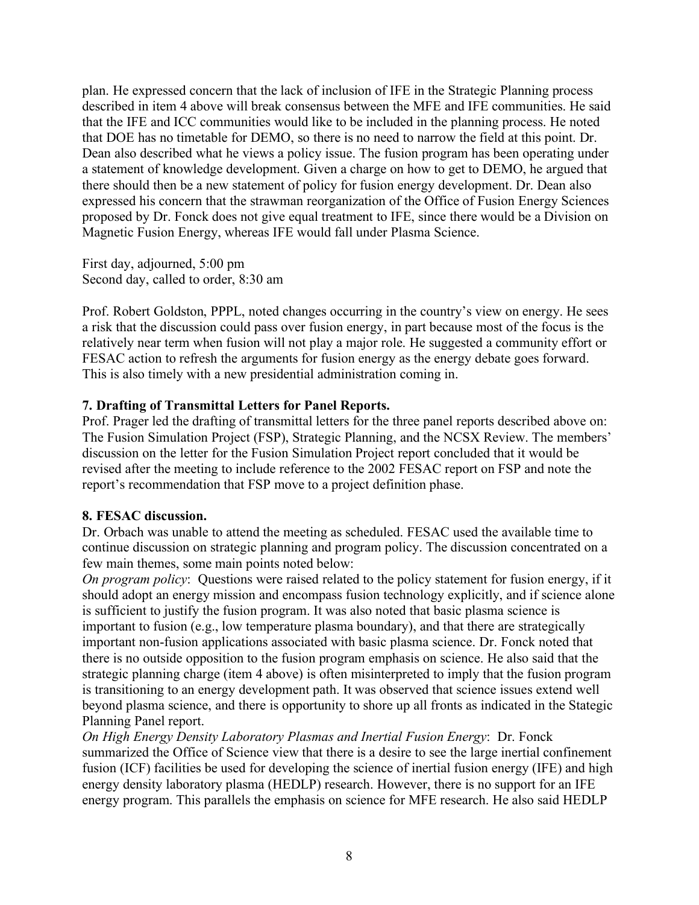plan. He expressed concern that the lack of inclusion of IFE in the Strategic Planning process described in item 4 above will break consensus between the MFE and IFE communities. He said that the IFE and ICC communities would like to be included in the planning process. He noted that DOE has no timetable for DEMO, so there is no need to narrow the field at this point. Dr. Dean also described what he views a policy issue. The fusion program has been operating under a statement of knowledge development. Given a charge on how to get to DEMO, he argued that there should then be a new statement of policy for fusion energy development. Dr. Dean also expressed his concern that the strawman reorganization of the Office of Fusion Energy Sciences proposed by Dr. Fonck does not give equal treatment to IFE, since there would be a Division on Magnetic Fusion Energy, whereas IFE would fall under Plasma Science.

First day, adjourned, 5:00 pm
Second day, called to order, 8:30 am

Prof. Robert Goldston, PPPL, noted changes occurring in the country's view on energy. He sees a risk that the discussion could pass over fusion energy, in part because most of the focus is the relatively near term when fusion will not play a major role. He suggested a community effort or FESAC action to refresh the arguments for fusion energy as the energy debate goes forward. This is also timely with a new presidential administration coming in.

**7. Drafting of Transmittal Letters for Panel Reports.**
Prof. Prager led the drafting of transmittal letters for the three panel reports described above on: The Fusion Simulation Project (FSP), Strategic Planning, and the NCSX Review. The members' discussion on the letter for the Fusion Simulation Project report concluded that it would be revised after the meeting to include reference to the 2002 FESAC report on FSP and note the report's recommendation that FSP move to a project definition phase.

**8. FESAC discussion.**
Dr. Orbach was unable to attend the meeting as scheduled. FESAC used the available time to continue discussion on strategic planning and program policy. The discussion concentrated on a few main themes, some main points noted below:
*On program policy*: Questions were raised related to the policy statement for fusion energy, if it should adopt an energy mission and encompass fusion technology explicitly, and if science alone is sufficient to justify the fusion program. It was also noted that basic plasma science is important to fusion (e.g., low temperature plasma boundary), and that there are strategically important non-fusion applications associated with basic plasma science. Dr. Fonck noted that there is no outside opposition to the fusion program emphasis on science. He also said that the strategic planning charge (item 4 above) is often misinterpreted to imply that the fusion program is transitioning to an energy development path. It was observed that science issues extend well beyond plasma science, and there is opportunity to shore up all fronts as indicated in the Stategic Planning Panel report.
*On High Energy Density Laboratory Plasmas and Inertial Fusion Energy*: Dr. Fonck summarized the Office of Science view that there is a desire to see the large inertial confinement fusion (ICF) facilities be used for developing the science of inertial fusion energy (IFE) and high energy density laboratory plasma (HEDLP) research. However, there is no support for an IFE energy program. This parallels the emphasis on science for MFE research. He also said HEDLP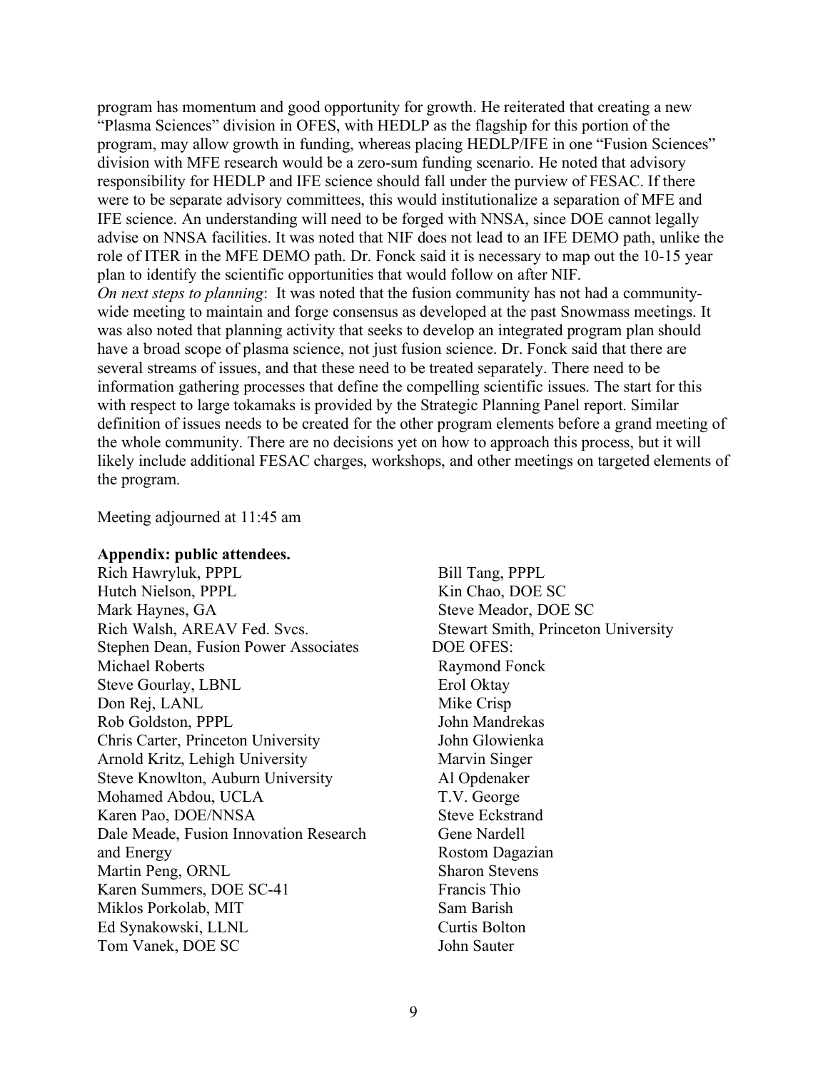program has momentum and good opportunity for growth. He reiterated that creating a new "Plasma Sciences" division in OFES, with HEDLP as the flagship for this portion of the program, may allow growth in funding, whereas placing HEDLP/IFE in one "Fusion Sciences" division with MFE research would be a zero-sum funding scenario. He noted that advisory responsibility for HEDLP and IFE science should fall under the purview of FESAC. If there were to be separate advisory committees, this would institutionalize a separation of MFE and IFE science. An understanding will need to be forged with NNSA, since DOE cannot legally advise on NNSA facilities. It was noted that NIF does not lead to an IFE DEMO path, unlike the role of ITER in the MFE DEMO path. Dr. Fonck said it is necessary to map out the 10-15 year plan to identify the scientific opportunities that would follow on after NIF.

*On next steps to planning*: It was noted that the fusion community has not had a community-wide meeting to maintain and forge consensus as developed at the past Snowmass meetings. It was also noted that planning activity that seeks to develop an integrated program plan should have a broad scope of plasma science, not just fusion science. Dr. Fonck said that there are several streams of issues, and that these need to be treated separately. There need to be information gathering processes that define the compelling scientific issues. The start for this with respect to large tokamaks is provided by the Strategic Planning Panel report. Similar definition of issues needs to be created for the other program elements before a grand meeting of the whole community. There are no decisions yet on how to approach this process, but it will likely include additional FESAC charges, workshops, and other meetings on targeted elements of the program.

Meeting adjourned at 11:45 am

**Appendix: public attendees.**

Rich Hawryluk, PPPL
Hutch Nielson, PPPL
Mark Haynes, GA
Rich Walsh, AREAV Fed. Svcs.
Stephen Dean, Fusion Power Associates
Michael Roberts
Steve Gourlay, LBNL
Don Rej, LANL
Rob Goldston, PPPL
Chris Carter, Princeton University
Arnold Kritz, Lehigh University
Steve Knowlton, Auburn University
Mohamed Abdou, UCLA
Karen Pao, DOE/NNSA
Dale Meade, Fusion Innovation Research and Energy
Martin Peng, ORNL
Karen Summers, DOE SC-41
Miklos Porkolab, MIT
Ed Synakowski, LLNL
Tom Vanek, DOE SC
Bill Tang, PPPL
Kin Chao, DOE SC
Steve Meador, DOE SC
Stewart Smith, Princeton University

DOE OFES:

Raymond Fonck
Erol Oktay
Mike Crisp
John Mandrekas
John Glowienka
Marvin Singer
Al Opdenaker
T.V. George
Steve Eckstrand
Gene Nardell
Rostom Dagazian
Sharon Stevens
Francis Thio
Sam Barish
Curtis Bolton
John Sauter